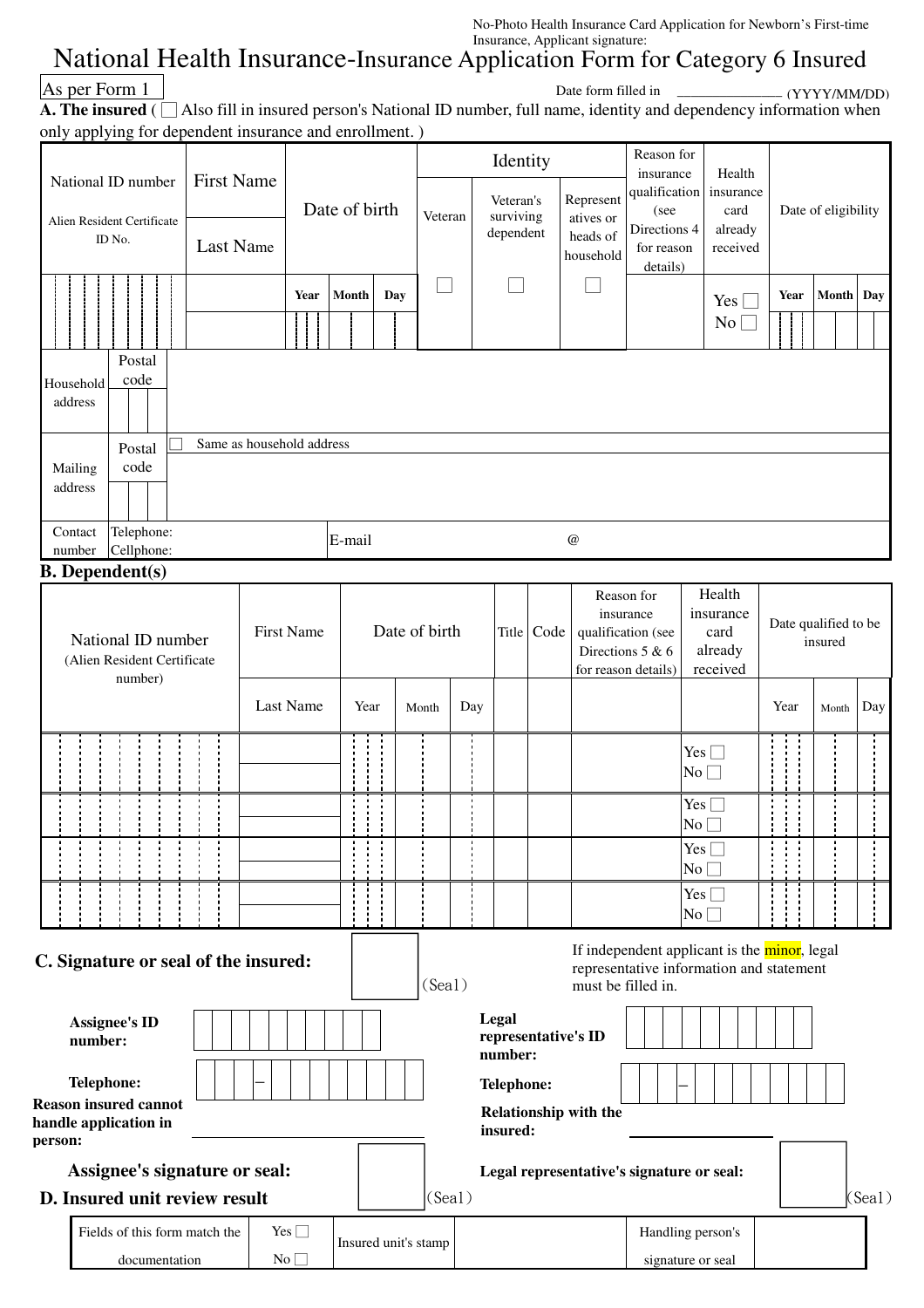No-Photo Health Insurance Card Application for Newborn's First-time Insurance, Applicant signature:

# National Health Insurance-Insurance Application Form for Category 6 Insured

As per Form 1

Date form filled in ______________ (YYYY/MM/DD)

**A. The insured** ( ☐ Also fill in insured person's National ID number, full name, identity and dependency information when only applying for dependent insurance and enrollment. )

| National ID number / Alien Resident Certificate ID No. | First Name / Last Name | Date of birth | | | Identity | | | Reason for insurance qualification (see Directions 4 for reason details) | Health insurance card already received | Date of eligibility | | |
|---|---|---|---|---|---|---|---|---|---|---|---|---|
| | | Year | Month | Day | Veteran | Veteran's surviving dependent | Representatives or heads of household | | | Year | Month | Day |
| | | | | | ☐ | ☐ | ☐ | | Yes ☐ No ☐ | | | |

| | | |
|---|---|---|
| Household address | Postal code | |
| Mailing address | Postal code | ☐ Same as household address |
| Contact number | Telephone: Cellphone: | E-mail @ |

**B. Dependent(s)**

| National ID number (Alien Resident Certificate number) | First Name / Last Name | Date of birth | | | Title | Code | Reason for insurance qualification (see Directions 5 & 6 for reason details) | Health insurance card already received | Date qualified to be insured | | |
|---|---|---|---|---|---|---|---|---|---|---|---|
| | | Year | Month | Day | | | | | Year | Month | Day |
| | | | | | | | | Yes ☐ No ☐ | | | |
| | | | | | | | | Yes ☐ No ☐ | | | |
| | | | | | | | | Yes ☐ No ☐ | | | |
| | | | | | | | | Yes ☐ No ☐ | | | |

**C. Signature or seal of the insured:** (Seal)

If independent applicant is the minor, legal representative information and statement must be filled in.

**Assignee's ID number:**

**Telephone:** –

**Reason insured cannot handle application in person:** ______________

**Assignee's signature or seal:** (Seal)

**Legal representative's ID number:**

**Telephone:** –

**Relationship with the insured:** ______________

**Legal representative's signature or seal:** (Seal)

**D. Insured unit review result**

| Fields of this form match the documentation | Yes ☐ No ☐ | Insured unit's stamp | | Handling person's signature or seal | |
|---|---|---|---|---|---|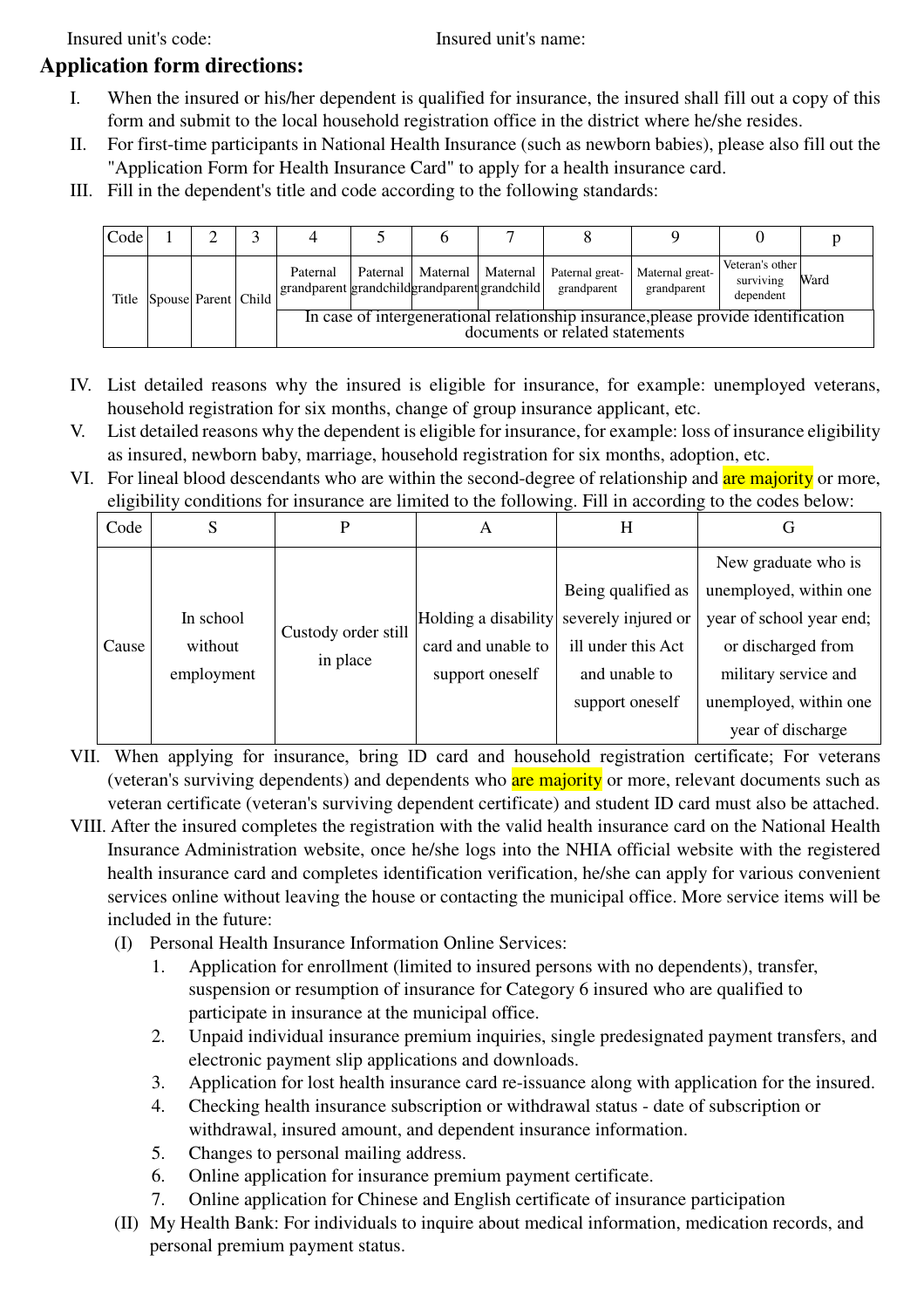Insured unit's code: Insured unit's name:

## Application form directions:

I. When the insured or his/her dependent is qualified for insurance, the insured shall fill out a copy of this form and submit to the local household registration office in the district where he/she resides.

II. For first-time participants in National Health Insurance (such as newborn babies), please also fill out the "Application Form for Health Insurance Card" to apply for a health insurance card.

III. Fill in the dependent's title and code according to the following standards:

| Code | 1 | 2 | 3 | 4 | 5 | 6 | 7 | 8 | 9 | 0 | p |
|---|---|---|---|---|---|---|---|---|---|---|---|
| Title | Spouse | Parent | Child | Paternal grandparent | Paternal grandchild | Maternal grandparent | Maternal grandchild | Paternal great-grandparent | Maternal great-grandparent | Veteran's other surviving dependent | Ward |
| | | | | In case of intergenerational relationship insurance,please provide identification documents or related statements | | | | | | | |

IV. List detailed reasons why the insured is eligible for insurance, for example: unemployed veterans, household registration for six months, change of group insurance applicant, etc.

V. List detailed reasons why the dependent is eligible for insurance, for example: loss of insurance eligibility as insured, newborn baby, marriage, household registration for six months, adoption, etc.

VI. For lineal blood descendants who are within the second-degree of relationship and are majority or more, eligibility conditions for insurance are limited to the following. Fill in according to the codes below:

| Code | S | P | A | H | G |
|---|---|---|---|---|---|
| Cause | In school without employment | Custody order still in place | Holding a disability card and unable to support oneself | Being qualified as severely injured or ill under this Act and unable to support oneself | New graduate who is unemployed, within one year of school year end; or discharged from military service and unemployed, within one year of discharge |

VII. When applying for insurance, bring ID card and household registration certificate; For veterans (veteran's surviving dependents) and dependents who are majority or more, relevant documents such as veteran certificate (veteran's surviving dependent certificate) and student ID card must also be attached.

VIII. After the insured completes the registration with the valid health insurance card on the National Health Insurance Administration website, once he/she logs into the NHIA official website with the registered health insurance card and completes identification verification, he/she can apply for various convenient services online without leaving the house or contacting the municipal office. More service items will be included in the future:

(I) Personal Health Insurance Information Online Services:

1. Application for enrollment (limited to insured persons with no dependents), transfer, suspension or resumption of insurance for Category 6 insured who are qualified to participate in insurance at the municipal office.
2. Unpaid individual insurance premium inquiries, single predesignated payment transfers, and electronic payment slip applications and downloads.
3. Application for lost health insurance card re-issuance along with application for the insured.
4. Checking health insurance subscription or withdrawal status - date of subscription or withdrawal, insured amount, and dependent insurance information.
5. Changes to personal mailing address.
6. Online application for insurance premium payment certificate.
7. Online application for Chinese and English certificate of insurance participation

(II) My Health Bank: For individuals to inquire about medical information, medication records, and personal premium payment status.